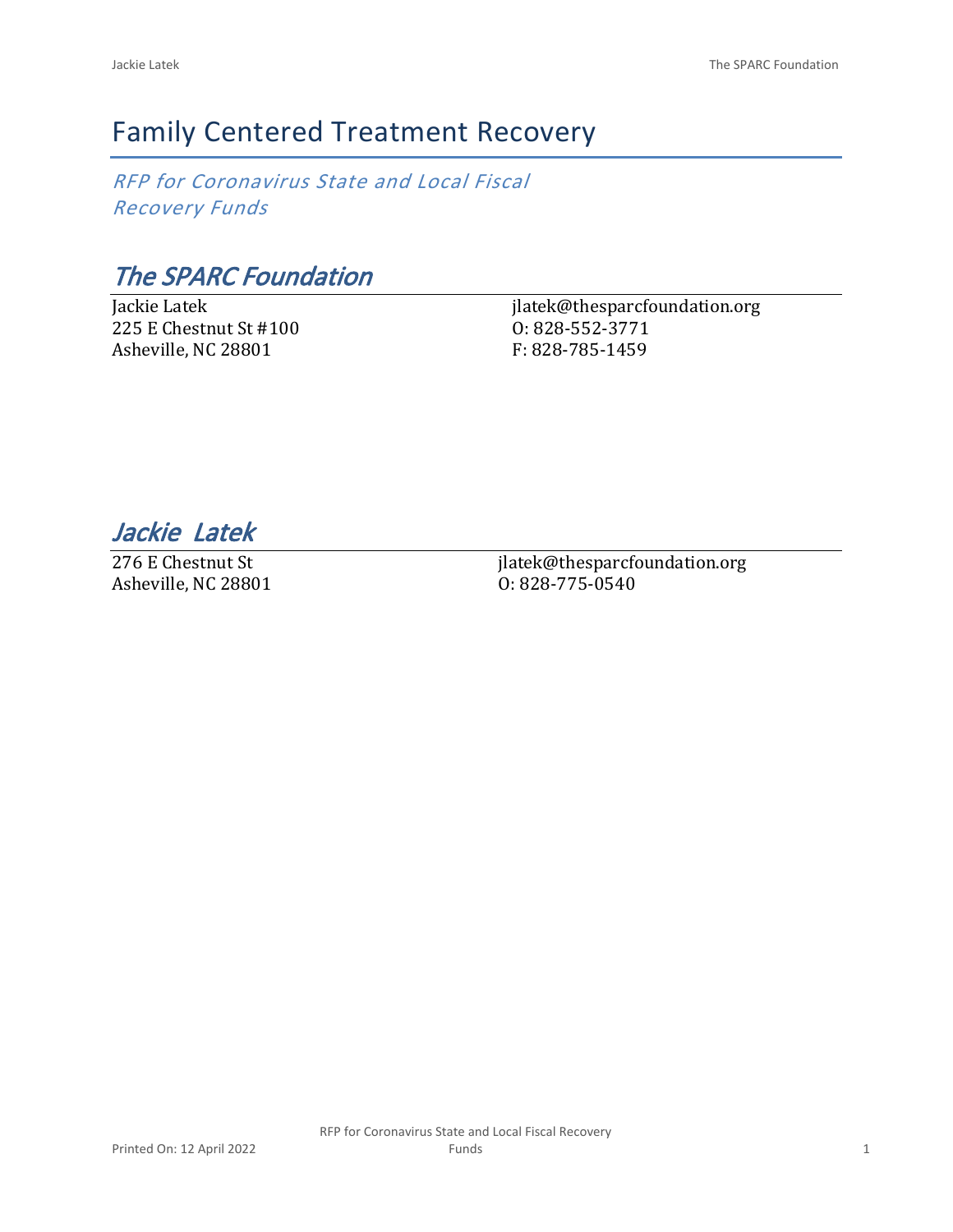# Family Centered Treatment Recovery

*RFP for Coronavirus State and Local Fiscal Recovery Funds*

## *The SPARC Foundation*

Jackie Latek
225 E Chestnut St #100
Asheville, NC 28801

jlatek@thesparcfoundation.org
O: 828-552-3771
F: 828-785-1459

## *Jackie Latek*

276 E Chestnut St
Asheville, NC 28801

jlatek@thesparcfoundation.org
O: 828-775-0540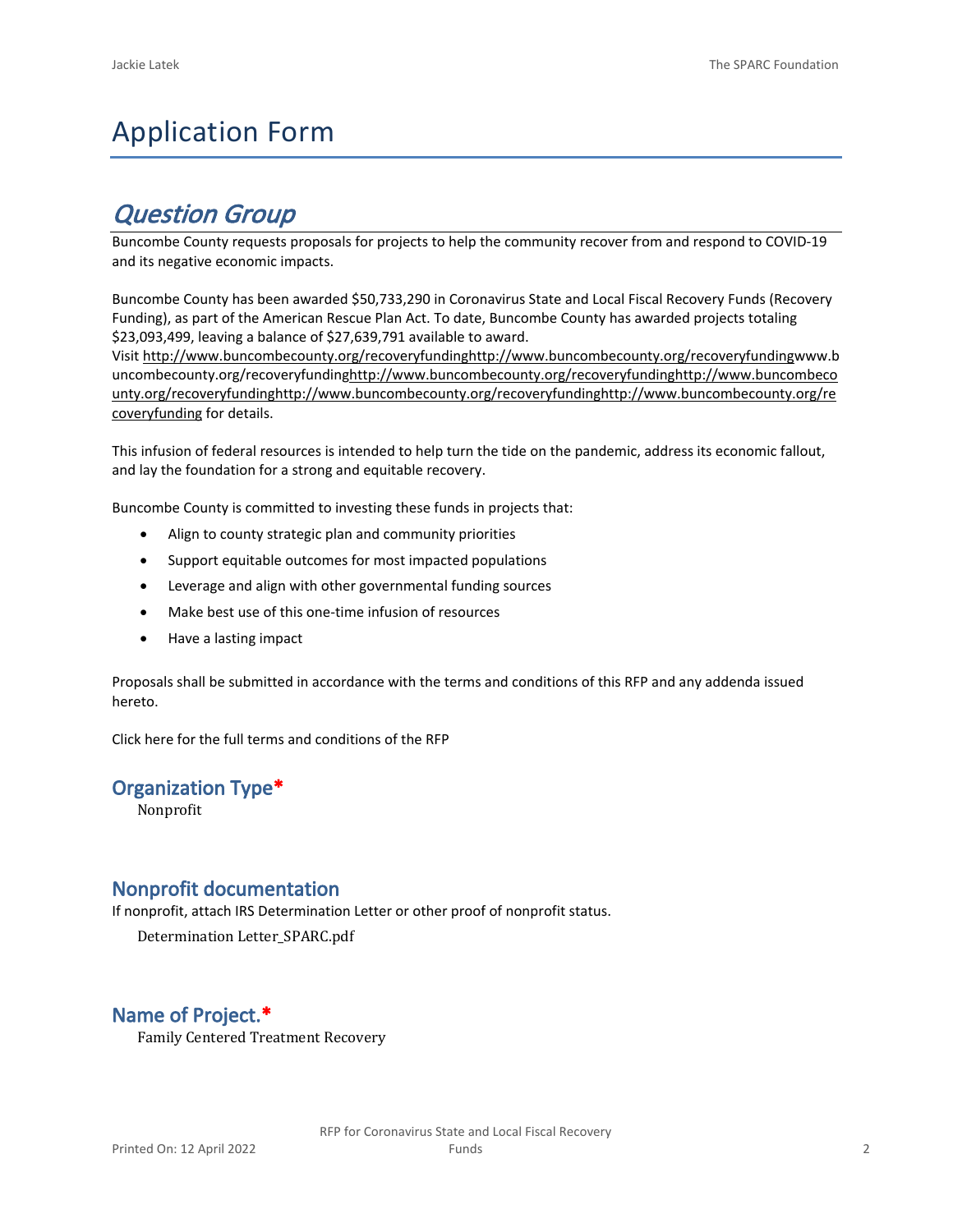# Application Form

## *Question Group*

Buncombe County requests proposals for projects to help the community recover from and respond to COVID-19 and its negative economic impacts.

Buncombe County has been awarded $50,733,290 in Coronavirus State and Local Fiscal Recovery Funds (Recovery Funding), as part of the American Rescue Plan Act. To date, Buncombe County has awarded projects totaling $23,093,499, leaving a balance of $27,639,791 available to award.
Visit http://www.buncombecounty.org/recoveryfundinghttp://www.buncombecounty.org/recoveryfundingwww.buncombecounty.org/recoveryfundinghttp://www.buncombecounty.org/recoveryfundinghttp://www.buncombecounty.org/recoveryfundinghttp://www.buncombecounty.org/recoveryfundinghttp://www.buncombecounty.org/recoveryfunding for details.

This infusion of federal resources is intended to help turn the tide on the pandemic, address its economic fallout, and lay the foundation for a strong and equitable recovery.

Buncombe County is committed to investing these funds in projects that:

- Align to county strategic plan and community priorities
- Support equitable outcomes for most impacted populations
- Leverage and align with other governmental funding sources
- Make best use of this one-time infusion of resources
- Have a lasting impact

Proposals shall be submitted in accordance with the terms and conditions of this RFP and any addenda issued hereto.

Click here for the full terms and conditions of the RFP

### Organization Type*

Nonprofit

### Nonprofit documentation

If nonprofit, attach IRS Determination Letter or other proof of nonprofit status.

Determination Letter_SPARC.pdf

### Name of Project.*

Family Centered Treatment Recovery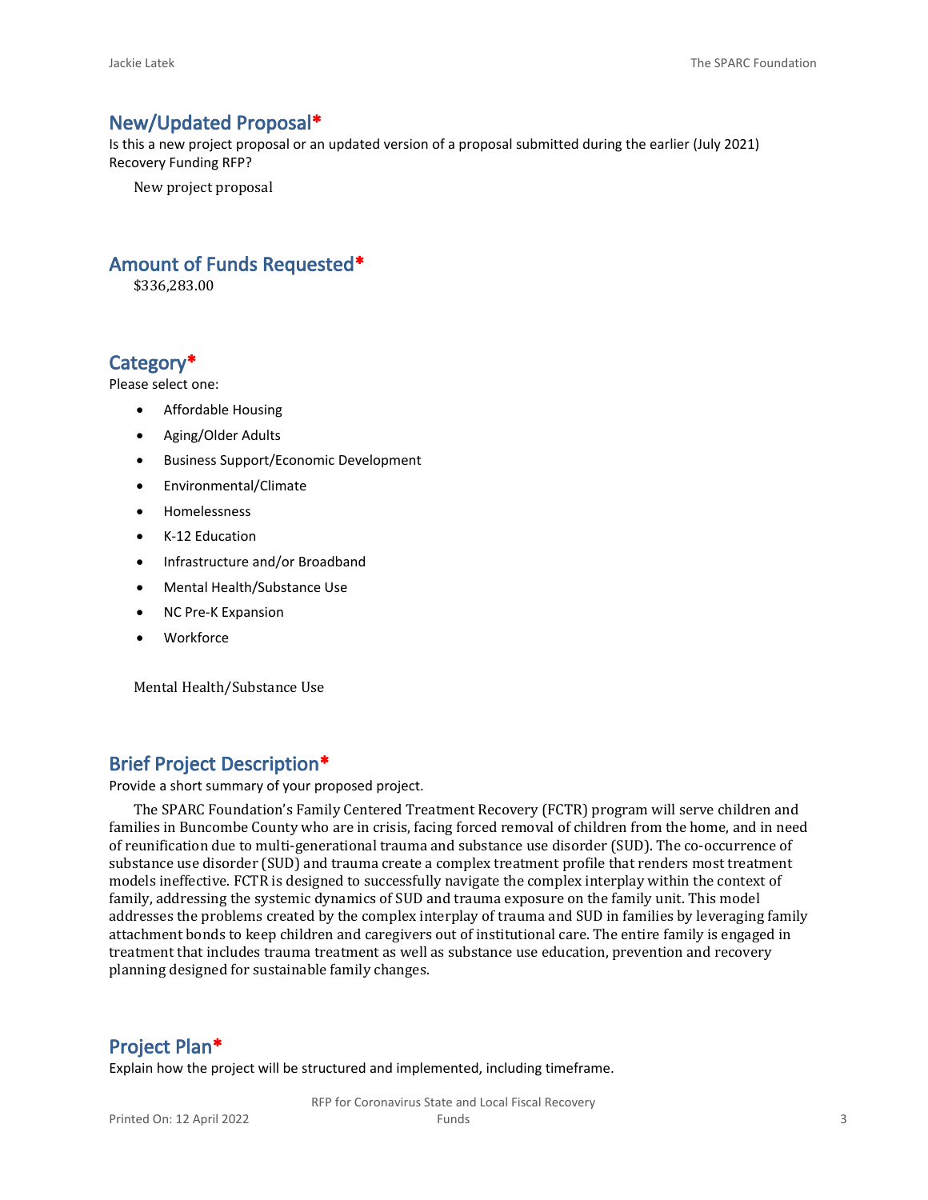## New/Updated Proposal*

Is this a new project proposal or an updated version of a proposal submitted during the earlier (July 2021) Recovery Funding RFP?

New project proposal

## Amount of Funds Requested*

$336,283.00

## Category*

Please select one:

- Affordable Housing
- Aging/Older Adults
- Business Support/Economic Development
- Environmental/Climate
- Homelessness
- K-12 Education
- Infrastructure and/or Broadband
- Mental Health/Substance Use
- NC Pre-K Expansion
- Workforce

Mental Health/Substance Use

## Brief Project Description*

Provide a short summary of your proposed project.

The SPARC Foundation's Family Centered Treatment Recovery (FCTR) program will serve children and families in Buncombe County who are in crisis, facing forced removal of children from the home, and in need of reunification due to multi-generational trauma and substance use disorder (SUD). The co-occurrence of substance use disorder (SUD) and trauma create a complex treatment profile that renders most treatment models ineffective. FCTR is designed to successfully navigate the complex interplay within the context of family, addressing the systemic dynamics of SUD and trauma exposure on the family unit. This model addresses the problems created by the complex interplay of trauma and SUD in families by leveraging family attachment bonds to keep children and caregivers out of institutional care. The entire family is engaged in treatment that includes trauma treatment as well as substance use education, prevention and recovery planning designed for sustainable family changes.

## Project Plan*

Explain how the project will be structured and implemented, including timeframe.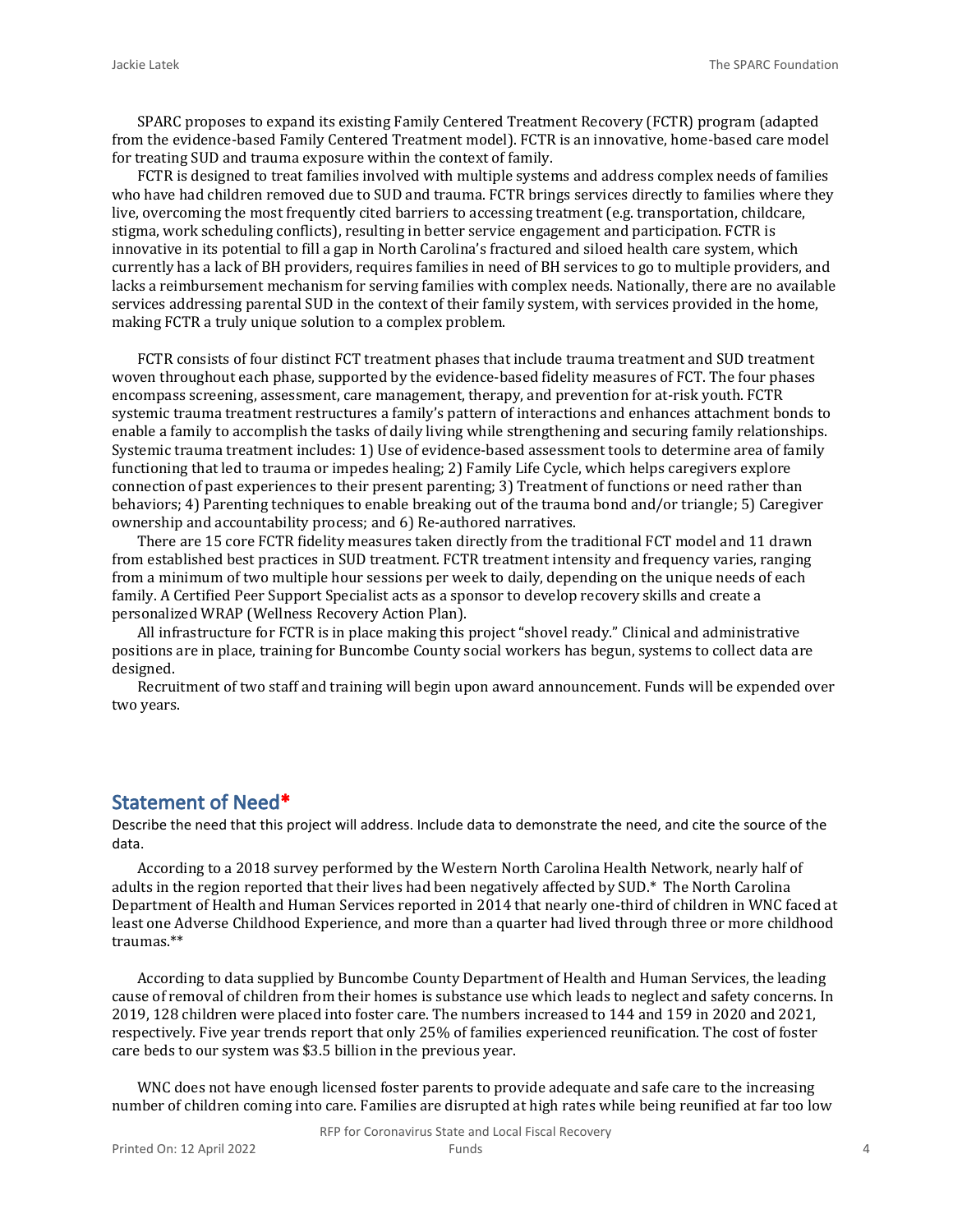SPARC proposes to expand its existing Family Centered Treatment Recovery (FCTR) program (adapted from the evidence-based Family Centered Treatment model). FCTR is an innovative, home-based care model for treating SUD and trauma exposure within the context of family.

FCTR is designed to treat families involved with multiple systems and address complex needs of families who have had children removed due to SUD and trauma. FCTR brings services directly to families where they live, overcoming the most frequently cited barriers to accessing treatment (e.g. transportation, childcare, stigma, work scheduling conflicts), resulting in better service engagement and participation. FCTR is innovative in its potential to fill a gap in North Carolina's fractured and siloed health care system, which currently has a lack of BH providers, requires families in need of BH services to go to multiple providers, and lacks a reimbursement mechanism for serving families with complex needs. Nationally, there are no available services addressing parental SUD in the context of their family system, with services provided in the home, making FCTR a truly unique solution to a complex problem.

FCTR consists of four distinct FCT treatment phases that include trauma treatment and SUD treatment woven throughout each phase, supported by the evidence-based fidelity measures of FCT. The four phases encompass screening, assessment, care management, therapy, and prevention for at-risk youth. FCTR systemic trauma treatment restructures a family's pattern of interactions and enhances attachment bonds to enable a family to accomplish the tasks of daily living while strengthening and securing family relationships. Systemic trauma treatment includes: 1) Use of evidence-based assessment tools to determine area of family functioning that led to trauma or impedes healing; 2) Family Life Cycle, which helps caregivers explore connection of past experiences to their present parenting; 3) Treatment of functions or need rather than behaviors; 4) Parenting techniques to enable breaking out of the trauma bond and/or triangle; 5) Caregiver ownership and accountability process; and 6) Re-authored narratives.

There are 15 core FCTR fidelity measures taken directly from the traditional FCT model and 11 drawn from established best practices in SUD treatment. FCTR treatment intensity and frequency varies, ranging from a minimum of two multiple hour sessions per week to daily, depending on the unique needs of each family. A Certified Peer Support Specialist acts as a sponsor to develop recovery skills and create a personalized WRAP (Wellness Recovery Action Plan).

All infrastructure for FCTR is in place making this project "shovel ready." Clinical and administrative positions are in place, training for Buncombe County social workers has begun, systems to collect data are designed.

Recruitment of two staff and training will begin upon award announcement. Funds will be expended over two years.

## Statement of Need*

Describe the need that this project will address. Include data to demonstrate the need, and cite the source of the data.

According to a 2018 survey performed by the Western North Carolina Health Network, nearly half of adults in the region reported that their lives had been negatively affected by SUD.* The North Carolina Department of Health and Human Services reported in 2014 that nearly one-third of children in WNC faced at least one Adverse Childhood Experience, and more than a quarter had lived through three or more childhood traumas.**

According to data supplied by Buncombe County Department of Health and Human Services, the leading cause of removal of children from their homes is substance use which leads to neglect and safety concerns. In 2019, 128 children were placed into foster care. The numbers increased to 144 and 159 in 2020 and 2021, respectively. Five year trends report that only 25% of families experienced reunification. The cost of foster care beds to our system was $3.5 billion in the previous year.

WNC does not have enough licensed foster parents to provide adequate and safe care to the increasing number of children coming into care. Families are disrupted at high rates while being reunified at far too low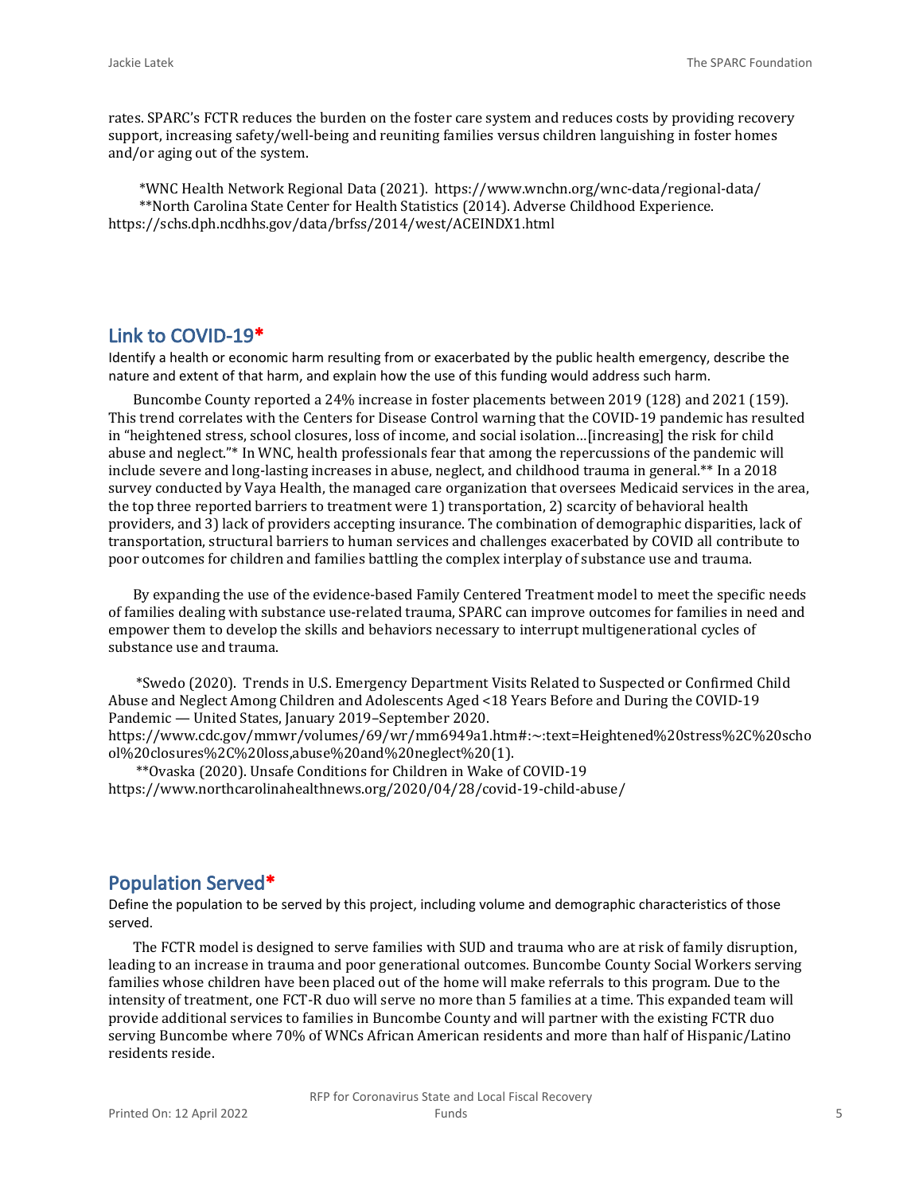rates. SPARC's FCTR reduces the burden on the foster care system and reduces costs by providing recovery support, increasing safety/well-being and reuniting families versus children languishing in foster homes and/or aging out of the system.

*WNC Health Network Regional Data (2021). https://www.wnchn.org/wnc-data/regional-data/
**North Carolina State Center for Health Statistics (2014). Adverse Childhood Experience. https://schs.dph.ncdhhs.gov/data/brfss/2014/west/ACEINDX1.html

## Link to COVID-19*

Identify a health or economic harm resulting from or exacerbated by the public health emergency, describe the nature and extent of that harm, and explain how the use of this funding would address such harm.

Buncombe County reported a 24% increase in foster placements between 2019 (128) and 2021 (159). This trend correlates with the Centers for Disease Control warning that the COVID-19 pandemic has resulted in "heightened stress, school closures, loss of income, and social isolation…[increasing] the risk for child abuse and neglect."* In WNC, health professionals fear that among the repercussions of the pandemic will include severe and long-lasting increases in abuse, neglect, and childhood trauma in general.** In a 2018 survey conducted by Vaya Health, the managed care organization that oversees Medicaid services in the area, the top three reported barriers to treatment were 1) transportation, 2) scarcity of behavioral health providers, and 3) lack of providers accepting insurance. The combination of demographic disparities, lack of transportation, structural barriers to human services and challenges exacerbated by COVID all contribute to poor outcomes for children and families battling the complex interplay of substance use and trauma.

By expanding the use of the evidence-based Family Centered Treatment model to meet the specific needs of families dealing with substance use-related trauma, SPARC can improve outcomes for families in need and empower them to develop the skills and behaviors necessary to interrupt multigenerational cycles of substance use and trauma.

*Swedo (2020). Trends in U.S. Emergency Department Visits Related to Suspected or Confirmed Child Abuse and Neglect Among Children and Adolescents Aged <18 Years Before and During the COVID-19 Pandemic — United States, January 2019–September 2020. https://www.cdc.gov/mmwr/volumes/69/wr/mm6949a1.htm#:~:text=Heightened%20stress%2C%20school%20closures%2C%20loss,abuse%20and%20neglect%20(1).
**Ovaska (2020). Unsafe Conditions for Children in Wake of COVID-19 https://www.northcarolinahealthnews.org/2020/04/28/covid-19-child-abuse/

## Population Served*

Define the population to be served by this project, including volume and demographic characteristics of those served.

The FCTR model is designed to serve families with SUD and trauma who are at risk of family disruption, leading to an increase in trauma and poor generational outcomes. Buncombe County Social Workers serving families whose children have been placed out of the home will make referrals to this program. Due to the intensity of treatment, one FCT-R duo will serve no more than 5 families at a time. This expanded team will provide additional services to families in Buncombe County and will partner with the existing FCTR duo serving Buncombe where 70% of WNCs African American residents and more than half of Hispanic/Latino residents reside.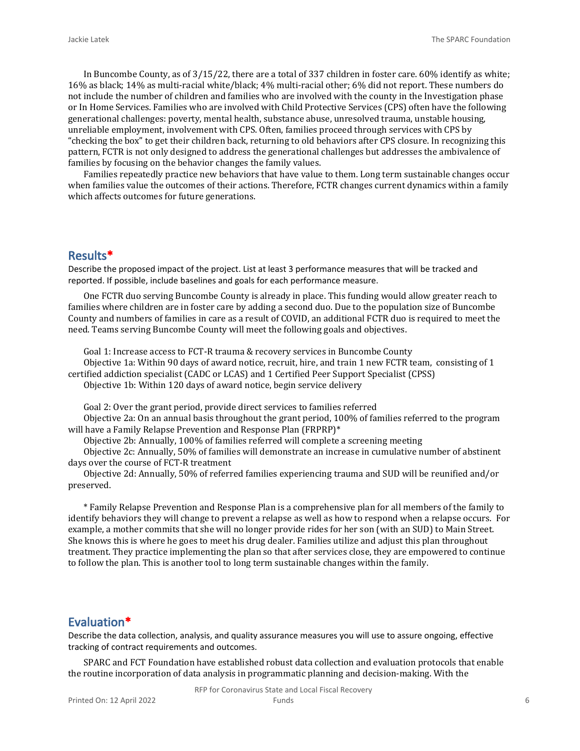In Buncombe County, as of 3/15/22, there are a total of 337 children in foster care. 60% identify as white; 16% as black; 14% as multi-racial white/black; 4% multi-racial other; 6% did not report. These numbers do not include the number of children and families who are involved with the county in the Investigation phase or In Home Services. Families who are involved with Child Protective Services (CPS) often have the following generational challenges: poverty, mental health, substance abuse, unresolved trauma, unstable housing, unreliable employment, involvement with CPS. Often, families proceed through services with CPS by "checking the box" to get their children back, returning to old behaviors after CPS closure. In recognizing this pattern, FCTR is not only designed to address the generational challenges but addresses the ambivalence of families by focusing on the behavior changes the family values.

Families repeatedly practice new behaviors that have value to them. Long term sustainable changes occur when families value the outcomes of their actions. Therefore, FCTR changes current dynamics within a family which affects outcomes for future generations.

## Results*

Describe the proposed impact of the project. List at least 3 performance measures that will be tracked and reported. If possible, include baselines and goals for each performance measure.

One FCTR duo serving Buncombe County is already in place. This funding would allow greater reach to families where children are in foster care by adding a second duo. Due to the population size of Buncombe County and numbers of families in care as a result of COVID, an additional FCTR duo is required to meet the need. Teams serving Buncombe County will meet the following goals and objectives.

Goal 1: Increase access to FCT-R trauma & recovery services in Buncombe County

Objective 1a: Within 90 days of award notice, recruit, hire, and train 1 new FCTR team, consisting of 1 certified addiction specialist (CADC or LCAS) and 1 Certified Peer Support Specialist (CPSS)

Objective 1b: Within 120 days of award notice, begin service delivery

Goal 2: Over the grant period, provide direct services to families referred

Objective 2a: On an annual basis throughout the grant period, 100% of families referred to the program will have a Family Relapse Prevention and Response Plan (FRPRP)*

Objective 2b: Annually, 100% of families referred will complete a screening meeting

Objective 2c: Annually, 50% of families will demonstrate an increase in cumulative number of abstinent days over the course of FCT-R treatment

Objective 2d: Annually, 50% of referred families experiencing trauma and SUD will be reunified and/or preserved.

* Family Relapse Prevention and Response Plan is a comprehensive plan for all members of the family to identify behaviors they will change to prevent a relapse as well as how to respond when a relapse occurs. For example, a mother commits that she will no longer provide rides for her son (with an SUD) to Main Street. She knows this is where he goes to meet his drug dealer. Families utilize and adjust this plan throughout treatment. They practice implementing the plan so that after services close, they are empowered to continue to follow the plan. This is another tool to long term sustainable changes within the family.

## Evaluation*

Describe the data collection, analysis, and quality assurance measures you will use to assure ongoing, effective tracking of contract requirements and outcomes.

SPARC and FCT Foundation have established robust data collection and evaluation protocols that enable the routine incorporation of data analysis in programmatic planning and decision-making. With the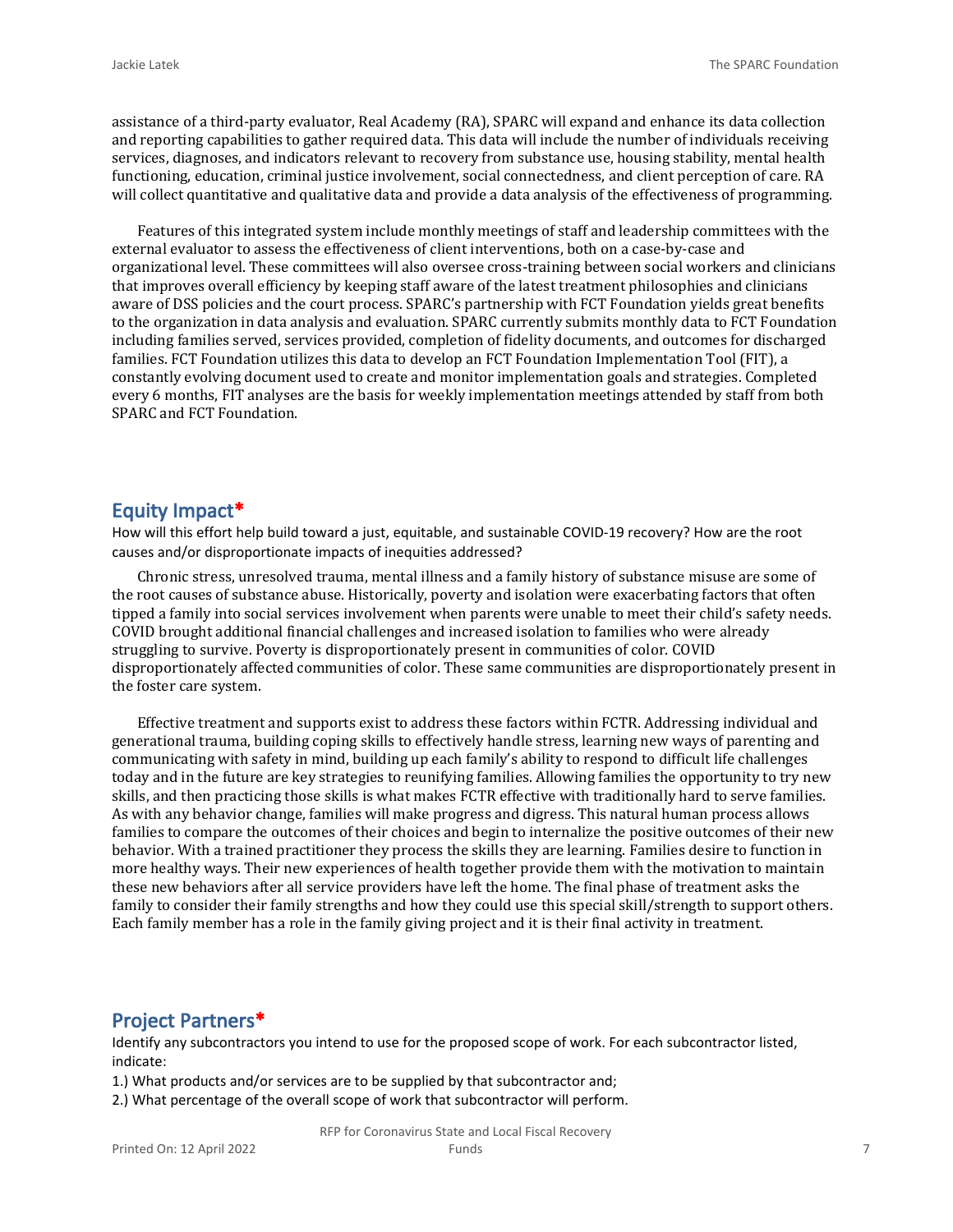assistance of a third-party evaluator, Real Academy (RA), SPARC will expand and enhance its data collection and reporting capabilities to gather required data. This data will include the number of individuals receiving services, diagnoses, and indicators relevant to recovery from substance use, housing stability, mental health functioning, education, criminal justice involvement, social connectedness, and client perception of care. RA will collect quantitative and qualitative data and provide a data analysis of the effectiveness of programming.

Features of this integrated system include monthly meetings of staff and leadership committees with the external evaluator to assess the effectiveness of client interventions, both on a case-by-case and organizational level. These committees will also oversee cross-training between social workers and clinicians that improves overall efficiency by keeping staff aware of the latest treatment philosophies and clinicians aware of DSS policies and the court process. SPARC's partnership with FCT Foundation yields great benefits to the organization in data analysis and evaluation. SPARC currently submits monthly data to FCT Foundation including families served, services provided, completion of fidelity documents, and outcomes for discharged families. FCT Foundation utilizes this data to develop an FCT Foundation Implementation Tool (FIT), a constantly evolving document used to create and monitor implementation goals and strategies. Completed every 6 months, FIT analyses are the basis for weekly implementation meetings attended by staff from both SPARC and FCT Foundation.

## Equity Impact*

How will this effort help build toward a just, equitable, and sustainable COVID-19 recovery? How are the root causes and/or disproportionate impacts of inequities addressed?

Chronic stress, unresolved trauma, mental illness and a family history of substance misuse are some of the root causes of substance abuse. Historically, poverty and isolation were exacerbating factors that often tipped a family into social services involvement when parents were unable to meet their child's safety needs. COVID brought additional financial challenges and increased isolation to families who were already struggling to survive. Poverty is disproportionately present in communities of color. COVID disproportionately affected communities of color. These same communities are disproportionately present in the foster care system.

Effective treatment and supports exist to address these factors within FCTR. Addressing individual and generational trauma, building coping skills to effectively handle stress, learning new ways of parenting and communicating with safety in mind, building up each family's ability to respond to difficult life challenges today and in the future are key strategies to reunifying families. Allowing families the opportunity to try new skills, and then practicing those skills is what makes FCTR effective with traditionally hard to serve families. As with any behavior change, families will make progress and digress. This natural human process allows families to compare the outcomes of their choices and begin to internalize the positive outcomes of their new behavior. With a trained practitioner they process the skills they are learning. Families desire to function in more healthy ways. Their new experiences of health together provide them with the motivation to maintain these new behaviors after all service providers have left the home. The final phase of treatment asks the family to consider their family strengths and how they could use this special skill/strength to support others. Each family member has a role in the family giving project and it is their final activity in treatment.

## Project Partners*

Identify any subcontractors you intend to use for the proposed scope of work. For each subcontractor listed, indicate:

1.) What products and/or services are to be supplied by that subcontractor and;

2.) What percentage of the overall scope of work that subcontractor will perform.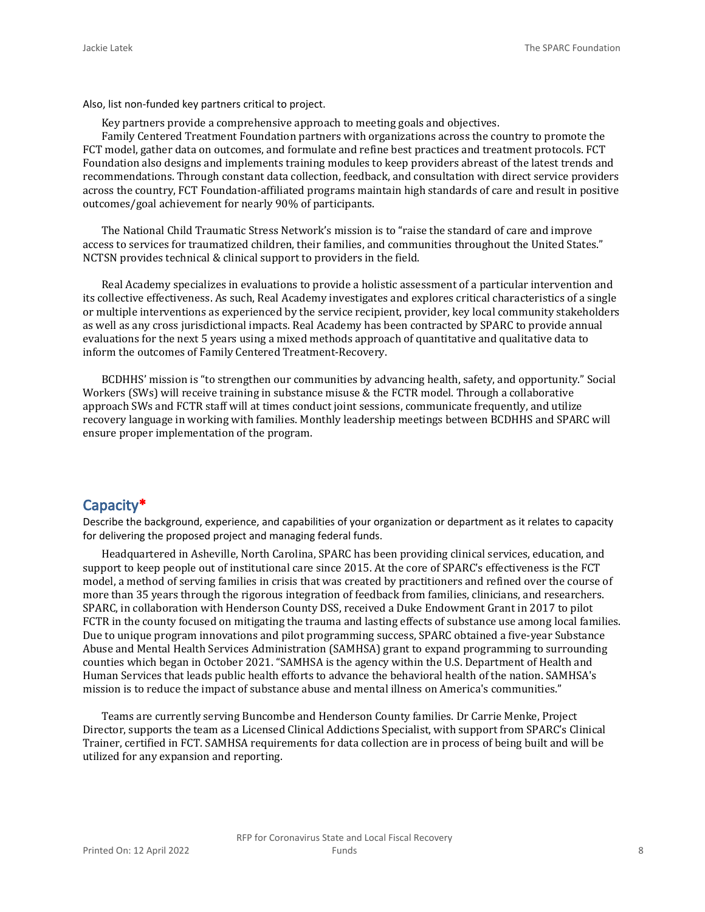Also, list non-funded key partners critical to project.

Key partners provide a comprehensive approach to meeting goals and objectives.

Family Centered Treatment Foundation partners with organizations across the country to promote the FCT model, gather data on outcomes, and formulate and refine best practices and treatment protocols. FCT Foundation also designs and implements training modules to keep providers abreast of the latest trends and recommendations. Through constant data collection, feedback, and consultation with direct service providers across the country, FCT Foundation-affiliated programs maintain high standards of care and result in positive outcomes/goal achievement for nearly 90% of participants.

The National Child Traumatic Stress Network's mission is to "raise the standard of care and improve access to services for traumatized children, their families, and communities throughout the United States." NCTSN provides technical & clinical support to providers in the field.

Real Academy specializes in evaluations to provide a holistic assessment of a particular intervention and its collective effectiveness. As such, Real Academy investigates and explores critical characteristics of a single or multiple interventions as experienced by the service recipient, provider, key local community stakeholders as well as any cross jurisdictional impacts. Real Academy has been contracted by SPARC to provide annual evaluations for the next 5 years using a mixed methods approach of quantitative and qualitative data to inform the outcomes of Family Centered Treatment-Recovery.

BCDHHS' mission is "to strengthen our communities by advancing health, safety, and opportunity." Social Workers (SWs) will receive training in substance misuse & the FCTR model. Through a collaborative approach SWs and FCTR staff will at times conduct joint sessions, communicate frequently, and utilize recovery language in working with families. Monthly leadership meetings between BCDHHS and SPARC will ensure proper implementation of the program.

## Capacity*

Describe the background, experience, and capabilities of your organization or department as it relates to capacity for delivering the proposed project and managing federal funds.

Headquartered in Asheville, North Carolina, SPARC has been providing clinical services, education, and support to keep people out of institutional care since 2015. At the core of SPARC's effectiveness is the FCT model, a method of serving families in crisis that was created by practitioners and refined over the course of more than 35 years through the rigorous integration of feedback from families, clinicians, and researchers. SPARC, in collaboration with Henderson County DSS, received a Duke Endowment Grant in 2017 to pilot FCTR in the county focused on mitigating the trauma and lasting effects of substance use among local families. Due to unique program innovations and pilot programming success, SPARC obtained a five-year Substance Abuse and Mental Health Services Administration (SAMHSA) grant to expand programming to surrounding counties which began in October 2021. "SAMHSA is the agency within the U.S. Department of Health and Human Services that leads public health efforts to advance the behavioral health of the nation. SAMHSA's mission is to reduce the impact of substance abuse and mental illness on America's communities."

Teams are currently serving Buncombe and Henderson County families. Dr Carrie Menke, Project Director, supports the team as a Licensed Clinical Addictions Specialist, with support from SPARC's Clinical Trainer, certified in FCT. SAMHSA requirements for data collection are in process of being built and will be utilized for any expansion and reporting.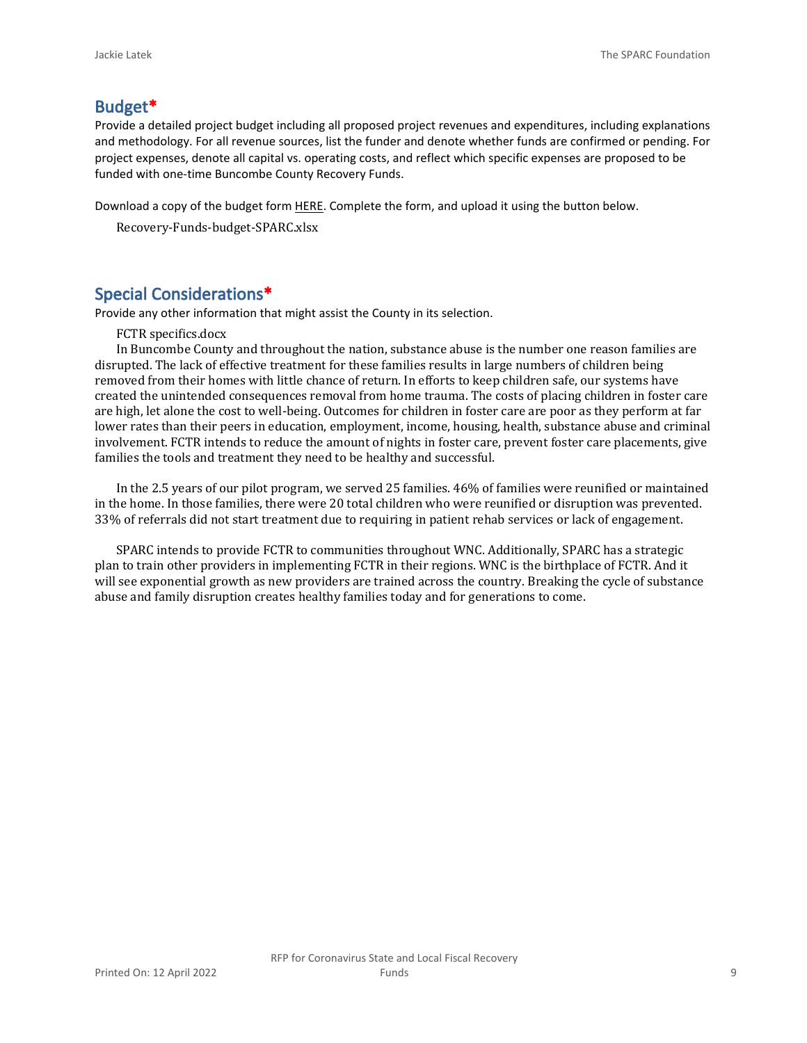## Budget*

Provide a detailed project budget including all proposed project revenues and expenditures, including explanations and methodology. For all revenue sources, list the funder and denote whether funds are confirmed or pending. For project expenses, denote all capital vs. operating costs, and reflect which specific expenses are proposed to be funded with one-time Buncombe County Recovery Funds.

Download a copy of the budget form HERE. Complete the form, and upload it using the button below.

Recovery-Funds-budget-SPARC.xlsx

## Special Considerations*

Provide any other information that might assist the County in its selection.

FCTR specifics.docx

In Buncombe County and throughout the nation, substance abuse is the number one reason families are disrupted. The lack of effective treatment for these families results in large numbers of children being removed from their homes with little chance of return. In efforts to keep children safe, our systems have created the unintended consequences removal from home trauma. The costs of placing children in foster care are high, let alone the cost to well-being. Outcomes for children in foster care are poor as they perform at far lower rates than their peers in education, employment, income, housing, health, substance abuse and criminal involvement. FCTR intends to reduce the amount of nights in foster care, prevent foster care placements, give families the tools and treatment they need to be healthy and successful.

In the 2.5 years of our pilot program, we served 25 families. 46% of families were reunified or maintained in the home. In those families, there were 20 total children who were reunified or disruption was prevented. 33% of referrals did not start treatment due to requiring in patient rehab services or lack of engagement.

SPARC intends to provide FCTR to communities throughout WNC. Additionally, SPARC has a strategic plan to train other providers in implementing FCTR in their regions. WNC is the birthplace of FCTR. And it will see exponential growth as new providers are trained across the country. Breaking the cycle of substance abuse and family disruption creates healthy families today and for generations to come.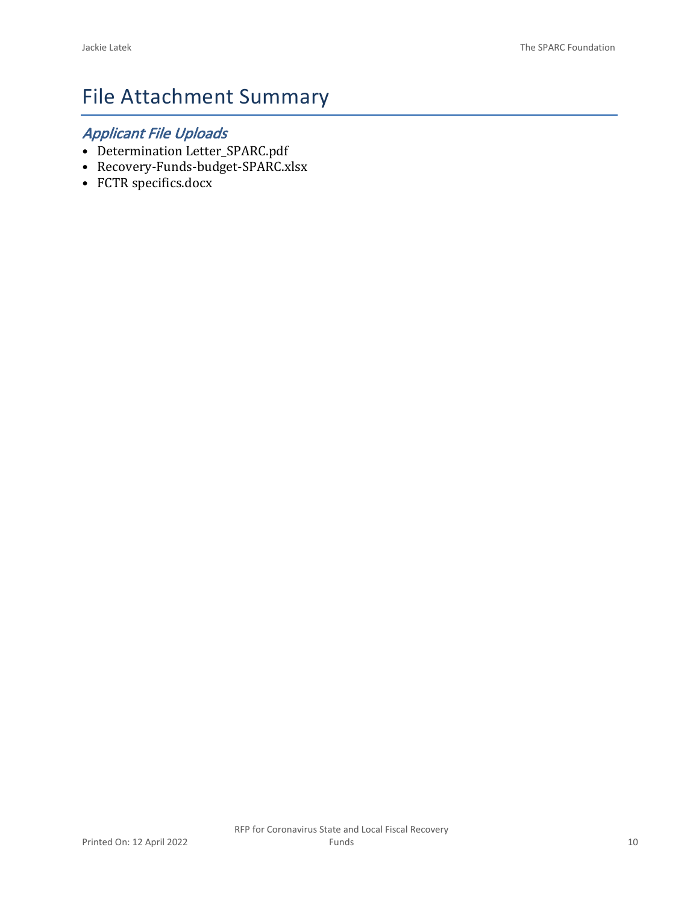# File Attachment Summary

## *Applicant File Uploads*

- Determination Letter_SPARC.pdf
- Recovery-Funds-budget-SPARC.xlsx
- FCTR specifics.docx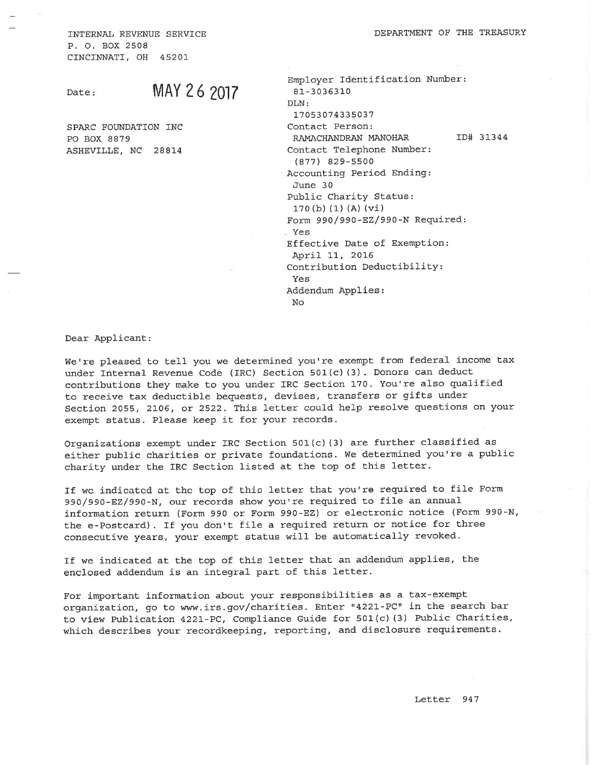INTERNAL REVENUE SERVICE
P. O. BOX 2508
CINCINNATI, OH 45201

DEPARTMENT OF THE TREASURY

Date: MAY 26 2017

SPARC FOUNDATION INC
PO BOX 8879
ASHEVILLE, NC 28814

Employer Identification Number:
81-3036310
DLN:
17053074335037
Contact Person:
RAMACHANDRAN MANOHAR ID# 31344
Contact Telephone Number:
(877) 829-5500
Accounting Period Ending:
June 30
Public Charity Status:
170(b)(1)(A)(vi)
Form 990/990-EZ/990-N Required:
Yes
Effective Date of Exemption:
April 11, 2016
Contribution Deductibility:
Yes
Addendum Applies:
No

Dear Applicant:

We're pleased to tell you we determined you're exempt from federal income tax under Internal Revenue Code (IRC) Section 501(c)(3). Donors can deduct contributions they make to you under IRC Section 170. You're also qualified to receive tax deductible bequests, devises, transfers or gifts under Section 2055, 2106, or 2522. This letter could help resolve questions on your exempt status. Please keep it for your records.

Organizations exempt under IRC Section 501(c)(3) are further classified as either public charities or private foundations. We determined you're a public charity under the IRC Section listed at the top of this letter.

If we indicated at the top of this letter that you're required to file Form 990/990-EZ/990-N, our records show you're required to file an annual information return (Form 990 or Form 990-EZ) or electronic notice (Form 990-N, the e-Postcard). If you don't file a required return or notice for three consecutive years, your exempt status will be automatically revoked.

If we indicated at the top of this letter that an addendum applies, the enclosed addendum is an integral part of this letter.

For important information about your responsibilities as a tax-exempt organization, go to www.irs.gov/charities. Enter "4221-PC" in the search bar to view Publication 4221-PC, Compliance Guide for 501(c)(3) Public Charities, which describes your recordkeeping, reporting, and disclosure requirements.

Letter 947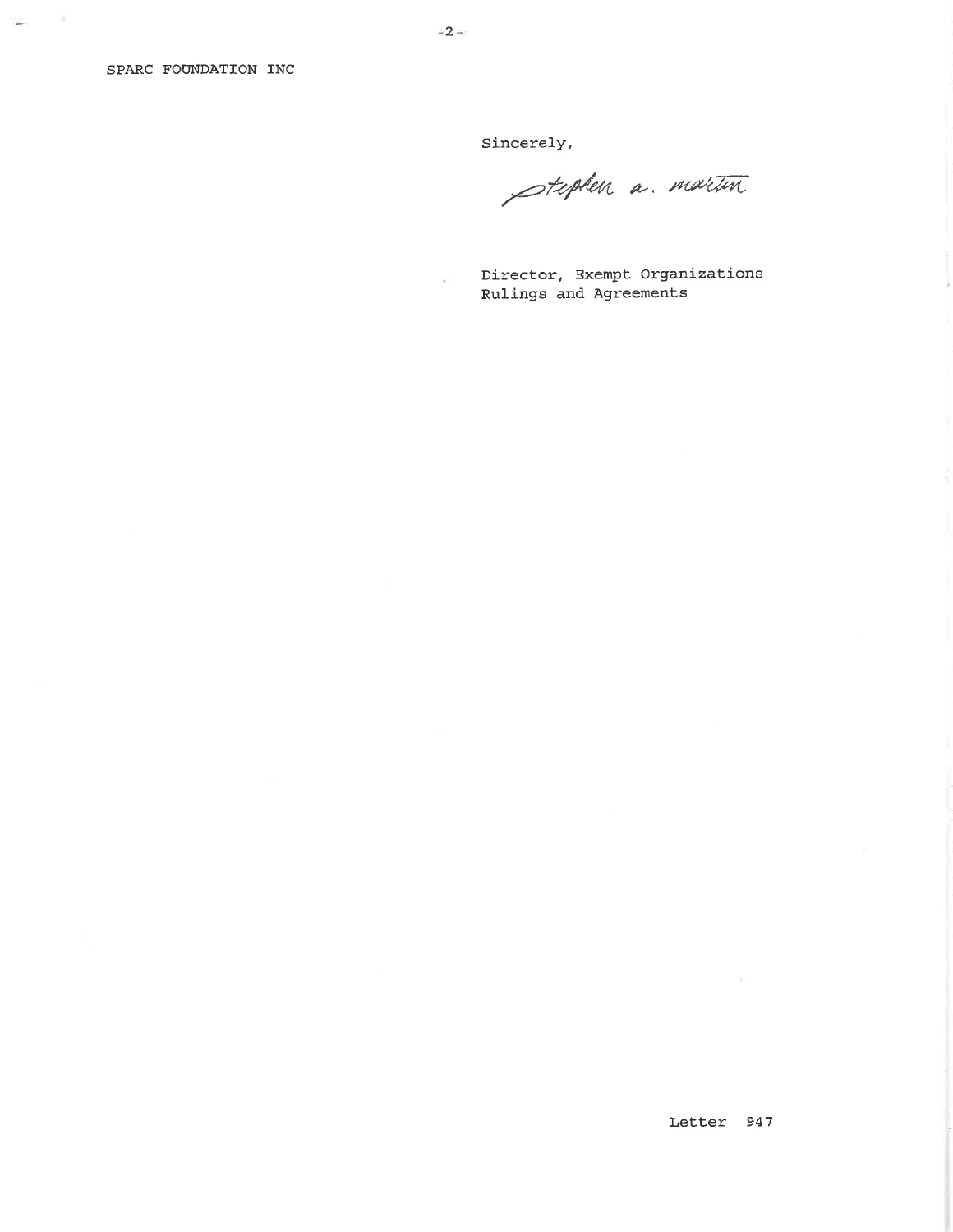SPARC FOUNDATION INC

Sincerely,

Stephen A. Martin

Director, Exempt Organizations
Rulings and Agreements

Letter 947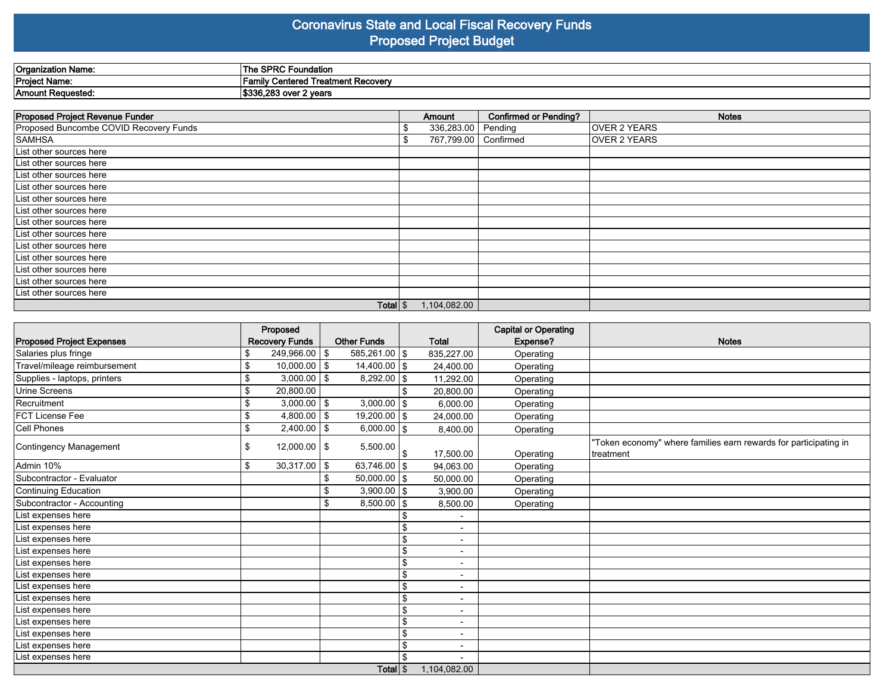# Coronavirus State and Local Fiscal Recovery Funds
## Proposed Project Budget

| | |
|---|---|
| **Organization Name:** | **The SPRC Foundation** |
| **Project Name:** | **Family Centered Treatment Recovery** |
| **Amount Requested:** | **$336,283 over 2 years** |

| Proposed Project Revenue Funder | Amount | Confirmed or Pending? | Notes |
|---|---|---|---|
| Proposed Buncombe COVID Recovery Funds | $ 336,283.00 | Pending | OVER 2 YEARS |
| SAMHSA | $ 767,799.00 | Confirmed | OVER 2 YEARS |
| List other sources here | | | |
| List other sources here | | | |
| List other sources here | | | |
| List other sources here | | | |
| List other sources here | | | |
| List other sources here | | | |
| List other sources here | | | |
| List other sources here | | | |
| List other sources here | | | |
| List other sources here | | | |
| List other sources here | | | |
| List other sources here | | | |
| List other sources here | | | |
| **Total** | $ 1,104,082.00 | | |

| Proposed Project Expenses | Proposed Recovery Funds | Other Funds | Total | Capital or Operating Expense? | Notes |
|---|---|---|---|---|---|
| Salaries plus fringe | $ 249,966.00 | $ 585,261.00 | $ 835,227.00 | Operating | |
| Travel/mileage reimbursement | $ 10,000.00 | $ 14,400.00 | $ 24,400.00 | Operating | |
| Supplies - laptops, printers | $ 3,000.00 | $ 8,292.00 | $ 11,292.00 | Operating | |
| Urine Screens | $ 20,800.00 | | $ 20,800.00 | Operating | |
| Recruitment | $ 3,000.00 | $ 3,000.00 | $ 6,000.00 | Operating | |
| FCT License Fee | $ 4,800.00 | $ 19,200.00 | $ 24,000.00 | Operating | |
| Cell Phones | $ 2,400.00 | $ 6,000.00 | $ 8,400.00 | Operating | |
| Contingency Management | $ 12,000.00 | $ 5,500.00 | $ 17,500.00 | Operating | "Token economy" where families earn rewards for participating in treatment |
| Admin 10% | $ 30,317.00 | $ 63,746.00 | $ 94,063.00 | Operating | |
| Subcontractor - Evaluator | | $ 50,000.00 | $ 50,000.00 | Operating | |
| Continuing Education | | $ 3,900.00 | $ 3,900.00 | Operating | |
| Subcontractor - Accounting | | $ 8,500.00 | $ 8,500.00 | Operating | |
| List expenses here | | | $ - | | |
| List expenses here | | | $ - | | |
| List expenses here | | | $ - | | |
| List expenses here | | | $ - | | |
| List expenses here | | | $ - | | |
| List expenses here | | | $ - | | |
| List expenses here | | | $ - | | |
| List expenses here | | | $ - | | |
| List expenses here | | | $ - | | |
| List expenses here | | | $ - | | |
| List expenses here | | | $ - | | |
| List expenses here | | | $ - | | |
| List expenses here | | | $ - | | |
| **Total** | | | $ 1,104,082.00 | | |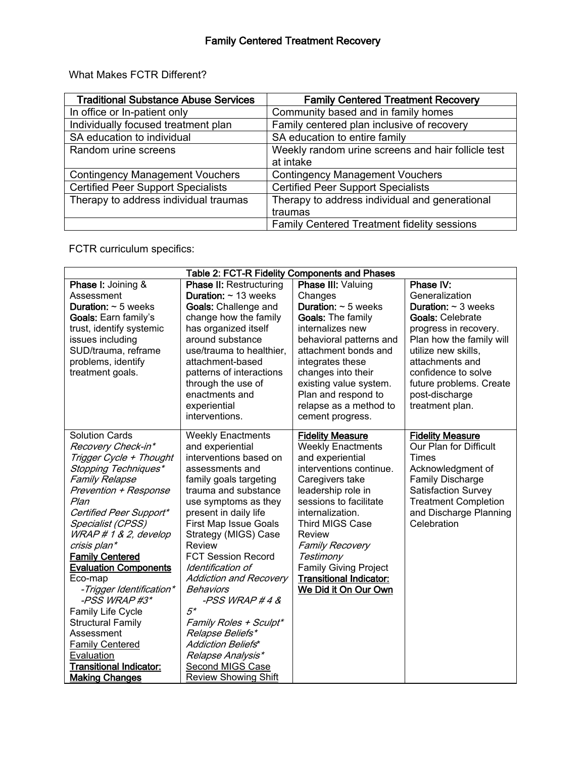# Family Centered Treatment Recovery

What Makes FCTR Different?

| Traditional Substance Abuse Services | Family Centered Treatment Recovery |
| --- | --- |
| In office or In-patient only | Community based and in family homes |
| Individually focused treatment plan | Family centered plan inclusive of recovery |
| SA education to individual | SA education to entire family |
| Random urine screens | Weekly random urine screens and hair follicle test at intake |
| Contingency Management Vouchers | Contingency Management Vouchers |
| Certified Peer Support Specialists | Certified Peer Support Specialists |
| Therapy to address individual traumas | Therapy to address individual and generational traumas |
| | Family Centered Treatment fidelity sessions |

FCTR curriculum specifics:

| Table 2: FCT-R Fidelity Components and Phases | | | |
| --- | --- | --- | --- |
| **Phase I:** Joining & Assessment<br>**Duration:** ~ 5 weeks<br>**Goals:** Earn family's trust, identify systemic issues including SUD/trauma, reframe problems, identify treatment goals. | **Phase II:** Restructuring<br>**Duration:** ~ 13 weeks<br>**Goals:** Challenge and change how the family has organized itself around substance use/trauma to healthier, attachment-based patterns of interactions through the use of enactments and experiential interventions. | **Phase III:** Valuing Changes<br>**Duration:** ~ 5 weeks<br>**Goals:** The family internalizes new behavioral patterns and attachment bonds and integrates these changes into their existing value system. Plan and respond to relapse as a method to cement progress. | **Phase IV:** Generalization<br>**Duration:** ~ 3 weeks<br>**Goals:** Celebrate progress in recovery. Plan how the family will utilize new skills, attachments and confidence to solve future problems. Create post-discharge treatment plan. |
| Solution Cards<br>*Recovery Check-in**<br>*Trigger Cycle + Thought Stopping Techniques**<br>*Family Relapse Prevention + Response Plan*<br>*Certified Peer Support* Specialist (CPSS) WRAP # 1 & 2, develop crisis plan**<br>**Family Centered Evaluation Components**<br>Eco-map<br>*-Trigger Identification**<br>*-PSS WRAP #3**<br>Family Life Cycle<br>Structural Family Assessment<br>Family Centered Evaluation<br>**Transitional Indicator: Making Changes** | Weekly Enactments and experiential interventions based on assessments and family goals targeting trauma and substance use symptoms as they present in daily life<br>First Map Issue Goals Strategy (MIGS) Case Review<br>FCT Session Record<br>*Identification of Addiction and Recovery Behaviors*<br>*-PSS WRAP # 4 & 5**<br>*Family Roles + Sculpt**<br>*Relapse Beliefs**<br>*Addiction Beliefs**<br>*Relapse Analysis**<br>Second MIGS Case Review Showing Shift | **Fidelity Measure**<br>Weekly Enactments and experiential interventions continue. Caregivers take leadership role in sessions to facilitate internalization.<br>Third MIGS Case Review<br>*Family Recovery Testimony*<br>Family Giving Project<br>**Transitional Indicator: We Did it On Our Own** | **Fidelity Measure**<br>Our Plan for Difficult Times<br>Acknowledgment of Family Discharge<br>Satisfaction Survey<br>Treatment Completion and Discharge Planning Celebration |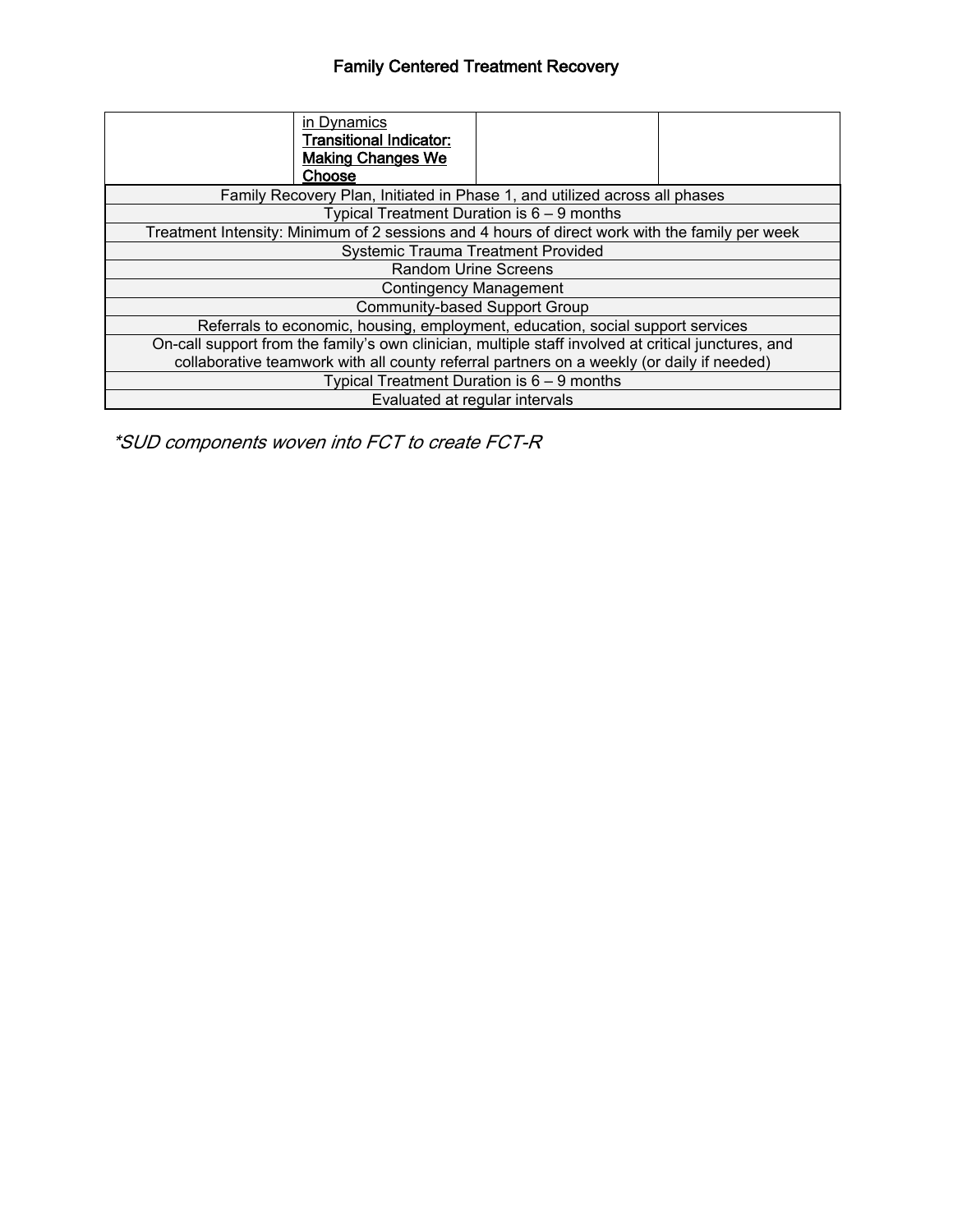| | | | |
|---|---|---|---|
| | in Dynamics<br>**Transitional Indicator: Making Changes We Choose** | | |
| Family Recovery Plan, Initiated in Phase 1, and utilized across all phases | | | |
| Typical Treatment Duration is 6 – 9 months | | | |
| Treatment Intensity: Minimum of 2 sessions and 4 hours of direct work with the family per week | | | |
| Systemic Trauma Treatment Provided | | | |
| Random Urine Screens | | | |
| Contingency Management | | | |
| Community-based Support Group | | | |
| Referrals to economic, housing, employment, education, social support services | | | |
| On-call support from the family's own clinician, multiple staff involved at critical junctures, and collaborative teamwork with all county referral partners on a weekly (or daily if needed) | | | |
| Typical Treatment Duration is 6 – 9 months | | | |
| Evaluated at regular intervals | | | |

*\*SUD components woven into FCT to create FCT-R*